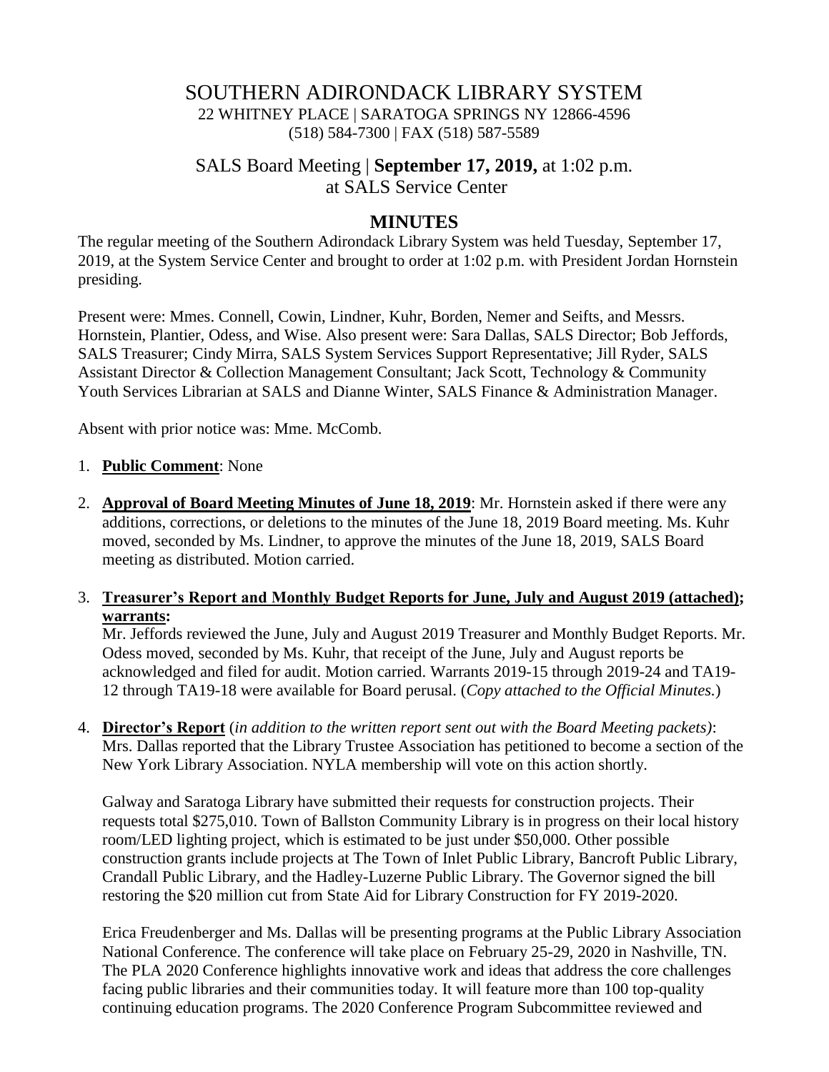# SOUTHERN ADIRONDACK LIBRARY SYSTEM

22 WHITNEY PLACE | SARATOGA SPRINGS NY 12866-4596
(518) 584-7300 | FAX (518) 587-5589

## SALS Board Meeting | **September 17, 2019,** at 1:02 p.m. at SALS Service Center

## MINUTES

The regular meeting of the Southern Adirondack Library System was held Tuesday, September 17, 2019, at the System Service Center and brought to order at 1:02 p.m. with President Jordan Hornstein presiding.

Present were: Mmes. Connell, Cowin, Lindner, Kuhr, Borden, Nemer and Seifts, and Messrs. Hornstein, Plantier, Odess, and Wise. Also present were: Sara Dallas, SALS Director; Bob Jeffords, SALS Treasurer; Cindy Mirra, SALS System Services Support Representative; Jill Ryder, SALS Assistant Director & Collection Management Consultant; Jack Scott, Technology & Community Youth Services Librarian at SALS and Dianne Winter, SALS Finance & Administration Manager.

Absent with prior notice was: Mme. McComb.

1. **Public Comment**: None

2. **Approval of Board Meeting Minutes of June 18, 2019**: Mr. Hornstein asked if there were any additions, corrections, or deletions to the minutes of the June 18, 2019 Board meeting. Ms. Kuhr moved, seconded by Ms. Lindner, to approve the minutes of the June 18, 2019, SALS Board meeting as distributed. Motion carried.

3. **Treasurer's Report and Monthly Budget Reports for June, July and August 2019 (attached); warrants:**

   Mr. Jeffords reviewed the June, July and August 2019 Treasurer and Monthly Budget Reports. Mr. Odess moved, seconded by Ms. Kuhr, that receipt of the June, July and August reports be acknowledged and filed for audit. Motion carried. Warrants 2019-15 through 2019-24 and TA19-12 through TA19-18 were available for Board perusal. (*Copy attached to the Official Minutes.*)

4. **Director's Report** (*in addition to the written report sent out with the Board Meeting packets)*: Mrs. Dallas reported that the Library Trustee Association has petitioned to become a section of the New York Library Association. NYLA membership will vote on this action shortly.

   Galway and Saratoga Library have submitted their requests for construction projects. Their requests total $275,010. Town of Ballston Community Library is in progress on their local history room/LED lighting project, which is estimated to be just under $50,000. Other possible construction grants include projects at The Town of Inlet Public Library, Bancroft Public Library, Crandall Public Library, and the Hadley-Luzerne Public Library. The Governor signed the bill restoring the $20 million cut from State Aid for Library Construction for FY 2019-2020.

   Erica Freudenberger and Ms. Dallas will be presenting programs at the Public Library Association National Conference. The conference will take place on February 25-29, 2020 in Nashville, TN. The PLA 2020 Conference highlights innovative work and ideas that address the core challenges facing public libraries and their communities today. It will feature more than 100 top-quality continuing education programs. The 2020 Conference Program Subcommittee reviewed and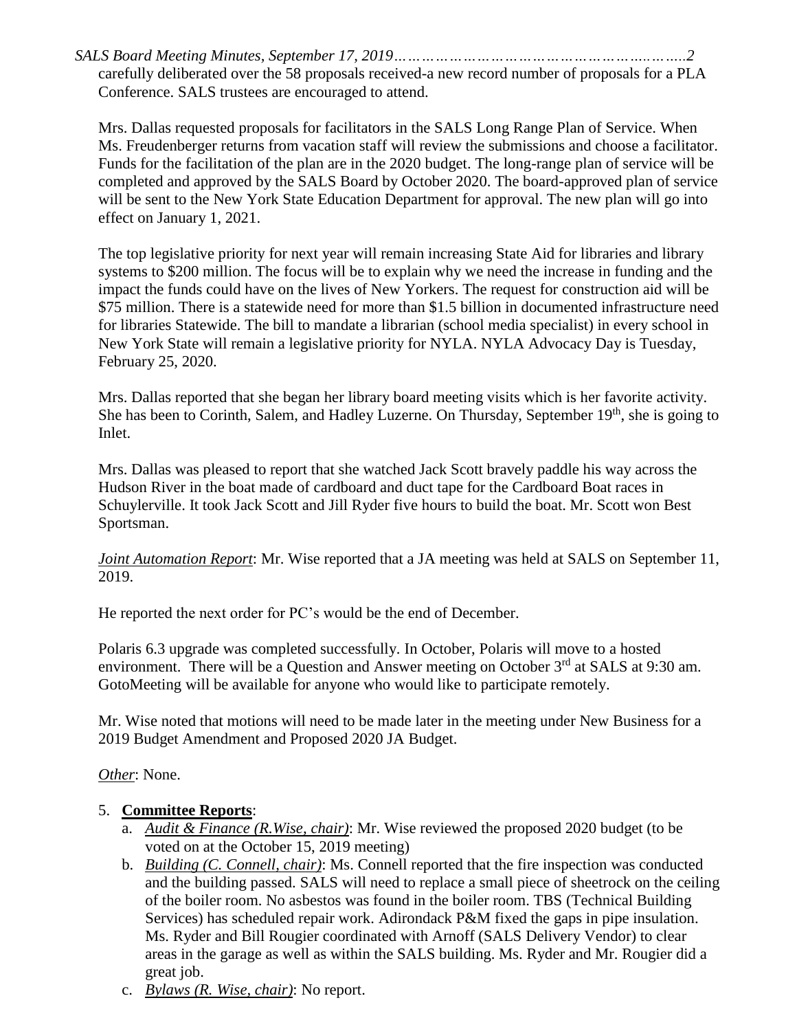carefully deliberated over the 58 proposals received-a new record number of proposals for a PLA Conference. SALS trustees are encouraged to attend.

Mrs. Dallas requested proposals for facilitators in the SALS Long Range Plan of Service. When Ms. Freudenberger returns from vacation staff will review the submissions and choose a facilitator. Funds for the facilitation of the plan are in the 2020 budget. The long-range plan of service will be completed and approved by the SALS Board by October 2020. The board-approved plan of service will be sent to the New York State Education Department for approval. The new plan will go into effect on January 1, 2021.

The top legislative priority for next year will remain increasing State Aid for libraries and library systems to $200 million. The focus will be to explain why we need the increase in funding and the impact the funds could have on the lives of New Yorkers. The request for construction aid will be $75 million. There is a statewide need for more than $1.5 billion in documented infrastructure need for libraries Statewide. The bill to mandate a librarian (school media specialist) in every school in New York State will remain a legislative priority for NYLA. NYLA Advocacy Day is Tuesday, February 25, 2020.

Mrs. Dallas reported that she began her library board meeting visits which is her favorite activity. She has been to Corinth, Salem, and Hadley Luzerne. On Thursday, September 19th, she is going to Inlet.

Mrs. Dallas was pleased to report that she watched Jack Scott bravely paddle his way across the Hudson River in the boat made of cardboard and duct tape for the Cardboard Boat races in Schuylerville. It took Jack Scott and Jill Ryder five hours to build the boat. Mr. Scott won Best Sportsman.

*Joint Automation Report*: Mr. Wise reported that a JA meeting was held at SALS on September 11, 2019.

He reported the next order for PC's would be the end of December.

Polaris 6.3 upgrade was completed successfully. In October, Polaris will move to a hosted environment. There will be a Question and Answer meeting on October 3rd at SALS at 9:30 am. GotoMeeting will be available for anyone who would like to participate remotely.

Mr. Wise noted that motions will need to be made later in the meeting under New Business for a 2019 Budget Amendment and Proposed 2020 JA Budget.

*Other*: None.

5. **Committee Reports**:
   a. *Audit & Finance (R.Wise, chair)*: Mr. Wise reviewed the proposed 2020 budget (to be voted on at the October 15, 2019 meeting)
   b. *Building (C. Connell, chair)*: Ms. Connell reported that the fire inspection was conducted and the building passed. SALS will need to replace a small piece of sheetrock on the ceiling of the boiler room. No asbestos was found in the boiler room. TBS (Technical Building Services) has scheduled repair work. Adirondack P&M fixed the gaps in pipe insulation. Ms. Ryder and Bill Rougier coordinated with Arnoff (SALS Delivery Vendor) to clear areas in the garage as well as within the SALS building. Ms. Ryder and Mr. Rougier did a great job.
   c. *Bylaws (R. Wise, chair)*: No report.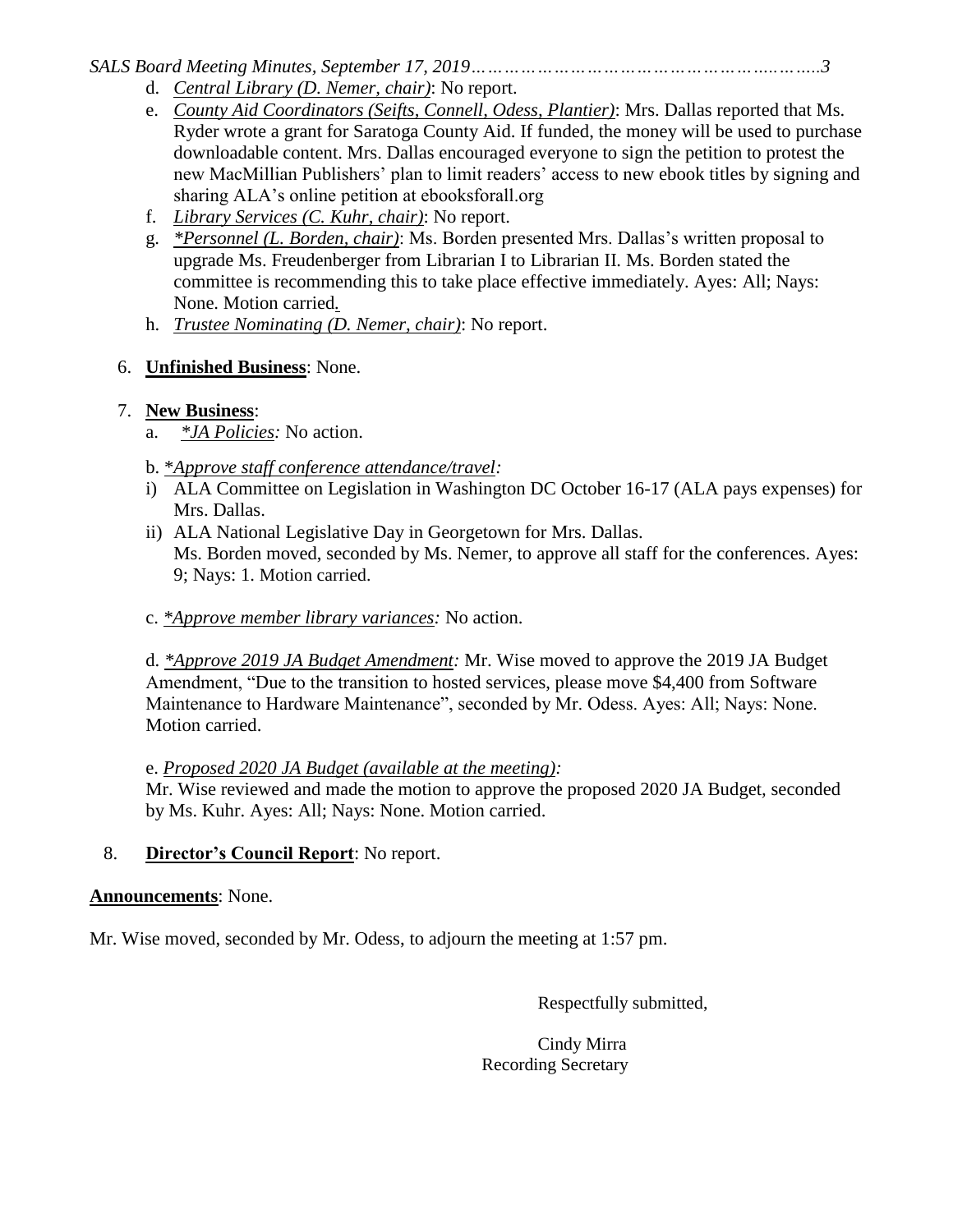d. *Central Library (D. Nemer, chair)*: No report.

e. *County Aid Coordinators (Seifts, Connell, Odess, Plantier)*: Mrs. Dallas reported that Ms. Ryder wrote a grant for Saratoga County Aid. If funded, the money will be used to purchase downloadable content. Mrs. Dallas encouraged everyone to sign the petition to protest the new MacMillian Publishers' plan to limit readers' access to new ebook titles by signing and sharing ALA's online petition at ebooksforall.org

f. *Library Services (C. Kuhr, chair)*: No report.

g. *\*Personnel (L. Borden, chair)*: Ms. Borden presented Mrs. Dallas's written proposal to upgrade Ms. Freudenberger from Librarian I to Librarian II. Ms. Borden stated the committee is recommending this to take place effective immediately. Ayes: All; Nays: None. Motion carried.

h. *Trustee Nominating (D. Nemer, chair)*: No report.

6. **Unfinished Business**: None.

7. **New Business**:

a. *\*JA Policies:* No action.

b. \**Approve staff conference attendance/travel:*

i) ALA Committee on Legislation in Washington DC October 16-17 (ALA pays expenses) for Mrs. Dallas.

ii) ALA National Legislative Day in Georgetown for Mrs. Dallas.
Ms. Borden moved, seconded by Ms. Nemer, to approve all staff for the conferences. Ayes: 9; Nays: 1. Motion carried.

c. \**Approve member library variances:* No action.

d. *\*Approve 2019 JA Budget Amendment:* Mr. Wise moved to approve the 2019 JA Budget Amendment, "Due to the transition to hosted services, please move $4,400 from Software Maintenance to Hardware Maintenance", seconded by Mr. Odess. Ayes: All; Nays: None. Motion carried.

e. *Proposed 2020 JA Budget (available at the meeting):*
Mr. Wise reviewed and made the motion to approve the proposed 2020 JA Budget, seconded by Ms. Kuhr. Ayes: All; Nays: None. Motion carried.

8. **Director's Council Report**: No report.

**Announcements**: None.

Mr. Wise moved, seconded by Mr. Odess, to adjourn the meeting at 1:57 pm.

Respectfully submitted,

Cindy Mirra
Recording Secretary